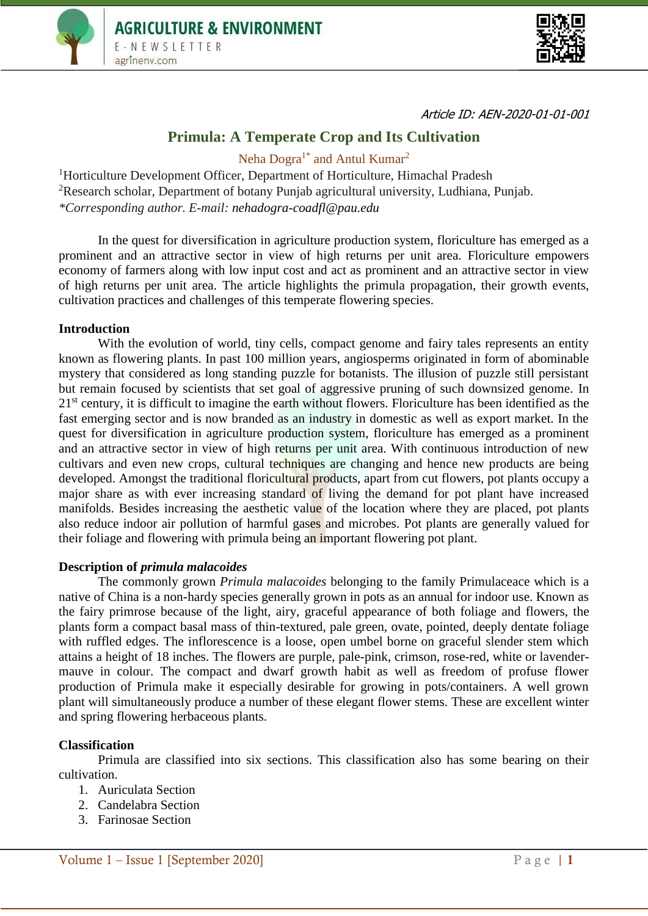Article ID: AEN-2020-01-01-001

# Primula: A Temperate Crop and Its Cultivation

Neha Dogra[1*] and Antul Kumar[2]

[1]Horticulture Development Officer, Department of Horticulture, Himachal Pradesh
[2]Research scholar, Department of botany Punjab agricultural university, Ludhiana, Punjab.
*Corresponding author. E-mail: nehadogra-coadfl@pau.edu*

In the quest for diversification in agriculture production system, floriculture has emerged as a prominent and an attractive sector in view of high returns per unit area. Floriculture empowers economy of farmers along with low input cost and act as prominent and an attractive sector in view of high returns per unit area. The article highlights the primula propagation, their growth events, cultivation practices and challenges of this temperate flowering species.

## Introduction

With the evolution of world, tiny cells, compact genome and fairy tales represents an entity known as flowering plants. In past 100 million years, angiosperms originated in form of abominable mystery that considered as long standing puzzle for botanists. The illusion of puzzle still persistant but remain focused by scientists that set goal of aggressive pruning of such downsized genome. In 21st century, it is difficult to imagine the earth without flowers. Floriculture has been identified as the fast emerging sector and is now branded as an industry in domestic as well as export market. In the quest for diversification in agriculture production system, floriculture has emerged as a prominent and an attractive sector in view of high returns per unit area. With continuous introduction of new cultivars and even new crops, cultural techniques are changing and hence new products are being developed. Amongst the traditional floricultural products, apart from cut flowers, pot plants occupy a major share as with ever increasing standard of living the demand for pot plant have increased manifolds. Besides increasing the aesthetic value of the location where they are placed, pot plants also reduce indoor air pollution of harmful gases and microbes. Pot plants are generally valued for their foliage and flowering with primula being an important flowering pot plant.

## Description of *primula malacoides*

The commonly grown *Primula malacoides* belonging to the family Primulaceace which is a native of China is a non-hardy species generally grown in pots as an annual for indoor use. Known as the fairy primrose because of the light, airy, graceful appearance of both foliage and flowers, the plants form a compact basal mass of thin-textured, pale green, ovate, pointed, deeply dentate foliage with ruffled edges. The inflorescence is a loose, open umbel borne on graceful slender stem which attains a height of 18 inches. The flowers are purple, pale-pink, crimson, rose-red, white or lavender-mauve in colour. The compact and dwarf growth habit as well as freedom of profuse flower production of Primula make it especially desirable for growing in pots/containers. A well grown plant will simultaneously produce a number of these elegant flower stems. These are excellent winter and spring flowering herbaceous plants.

## Classification

Primula are classified into six sections. This classification also has some bearing on their cultivation.

1. Auriculata Section
2. Candelabra Section
3. Farinosae Section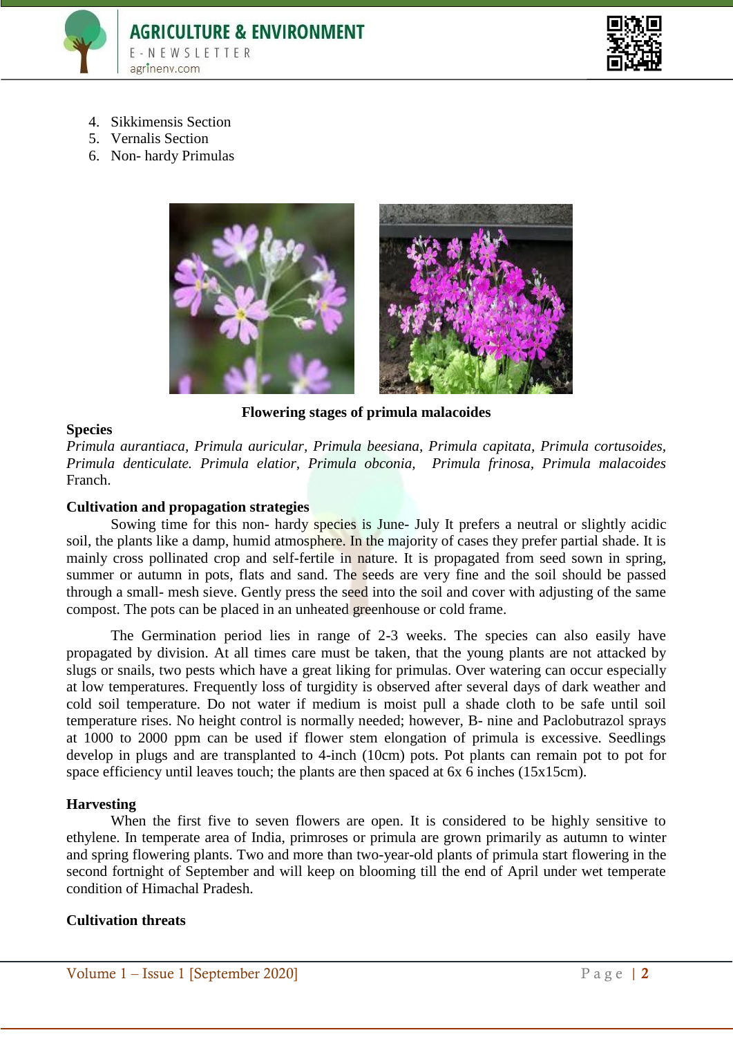4. Sikkimensis Section
5. Vernalis Section
6. Non- hardy Primulas

**Flowering stages of primula malacoides**

**Species**

*Primula aurantiaca, Primula auricular, Primula beesiana, Primula capitata, Primula cortusoides, Primula denticulate. Primula elatior, Primula obconia, Primula frinosa, Primula malacoides* Franch.

**Cultivation and propagation strategies**

Sowing time for this non- hardy species is June- July It prefers a neutral or slightly acidic soil, the plants like a damp, humid atmosphere. In the majority of cases they prefer partial shade. It is mainly cross pollinated crop and self-fertile in nature. It is propagated from seed sown in spring, summer or autumn in pots, flats and sand. The seeds are very fine and the soil should be passed through a small- mesh sieve. Gently press the seed into the soil and cover with adjusting of the same compost. The pots can be placed in an unheated greenhouse or cold frame.

The Germination period lies in range of 2-3 weeks. The species can also easily have propagated by division. At all times care must be taken, that the young plants are not attacked by slugs or snails, two pests which have a great liking for primulas. Over watering can occur especially at low temperatures. Frequently loss of turgidity is observed after several days of dark weather and cold soil temperature. Do not water if medium is moist pull a shade cloth to be safe until soil temperature rises. No height control is normally needed; however, B- nine and Paclobutrazol sprays at 1000 to 2000 ppm can be used if flower stem elongation of primula is excessive. Seedlings develop in plugs and are transplanted to 4-inch (10cm) pots. Pot plants can remain pot to pot for space efficiency until leaves touch; the plants are then spaced at 6x 6 inches (15x15cm).

**Harvesting**

When the first five to seven flowers are open. It is considered to be highly sensitive to ethylene. In temperate area of India, primroses or primula are grown primarily as autumn to winter and spring flowering plants. Two and more than two-year-old plants of primula start flowering in the second fortnight of September and will keep on blooming till the end of April under wet temperate condition of Himachal Pradesh.

**Cultivation threats**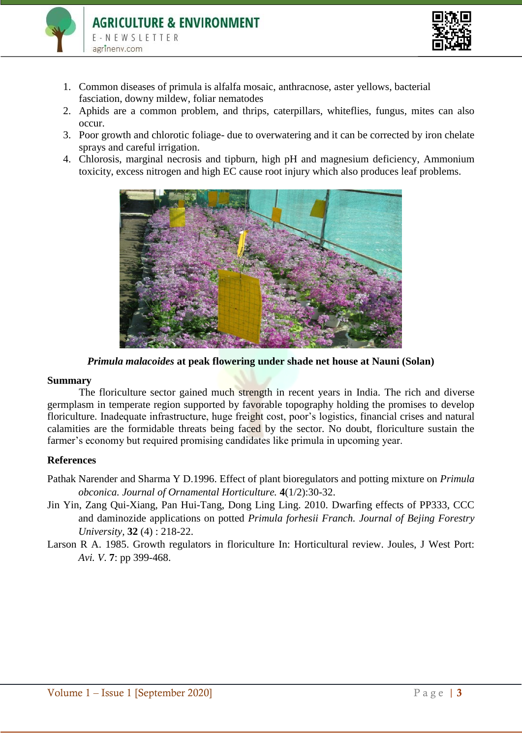1. Common diseases of primula is alfalfa mosaic, anthracnose, aster yellows, bacterial fasciation, downy mildew, foliar nematodes
2. Aphids are a common problem, and thrips, caterpillars, whiteflies, fungus, mites can also occur.
3. Poor growth and chlorotic foliage- due to overwatering and it can be corrected by iron chelate sprays and careful irrigation.
4. Chlorosis, marginal necrosis and tipburn, high pH and magnesium deficiency, Ammonium toxicity, excess nitrogen and high EC cause root injury which also produces leaf problems.

***Primula malacoides*** **at peak flowering under shade net house at Nauni (Solan)**

**Summary**

The floriculture sector gained much strength in recent years in India. The rich and diverse germplasm in temperate region supported by favorable topography holding the promises to develop floriculture. Inadequate infrastructure, huge freight cost, poor's logistics, financial crises and natural calamities are the formidable threats being faced by the sector. No doubt, floriculture sustain the farmer's economy but required promising candidates like primula in upcoming year.

**References**

Pathak Narender and Sharma Y D.1996. Effect of plant bioregulators and potting mixture on *Primula obconica. Journal of Ornamental Horticulture.* **4**(1/2):30-32.

Jin Yin, Zang Qui-Xiang, Pan Hui-Tang, Dong Ling Ling. 2010. Dwarfing effects of PP333, CCC and daminozide applications on potted *Primula forhesii Franch. Journal of Bejing Forestry University*, **32** (4) : 218-22.

Larson R A. 1985. Growth regulators in floriculture In: Horticultural review. Joules, J West Port: *Avi. V.* **7**: pp 399-468.